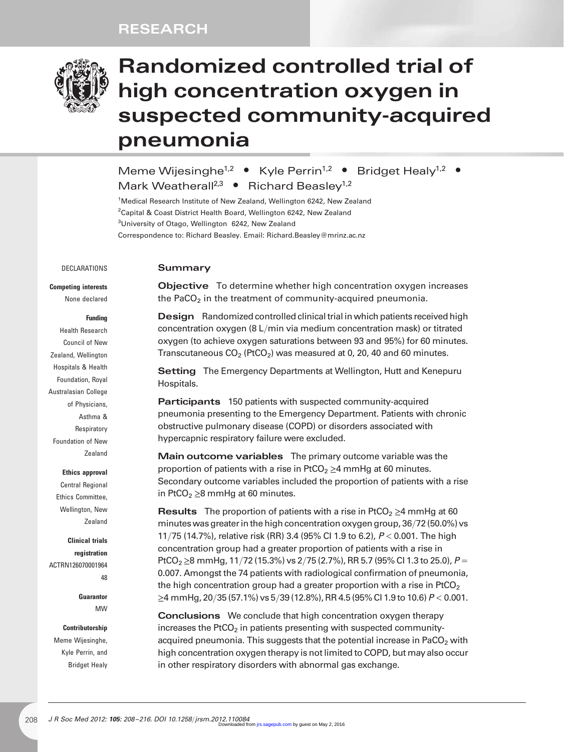RESEARCH

# Randomized controlled trial of high concentration oxygen in suspected community-acquired pneumonia

Meme Wijesinghe[1,2] • Kyle Perrin[1,2] • Bridget Healy[1,2] • Mark Weatherall[2,3] • Richard Beasley[1,2]

[1]Medical Research Institute of New Zealand, Wellington 6242, New Zealand
[2]Capital & Coast District Health Board, Wellington 6242, New Zealand
[3]University of Otago, Wellington 6242, New Zealand
Correspondence to: Richard Beasley. Email: Richard.Beasley@mrinz.ac.nz

DECLARATIONS

**Competing interests**
None declared

**Funding**
Health Research Council of New Zealand, Wellington Hospitals & Health Foundation, Royal Australasian College of Physicians, Asthma & Respiratory Foundation of New Zealand

**Ethics approval**
Central Regional Ethics Committee, Wellington, New Zealand

**Clinical trials registration**
ACTRN12607000196448

**Guarantor**
MW

**Contributorship**
Meme Wijesinghe, Kyle Perrin, and Bridget Healy

## Summary

**Objective** To determine whether high concentration oxygen increases the $PaCO_2$ in the treatment of community-acquired pneumonia.

**Design** Randomized controlled clinical trial in which patients received high concentration oxygen (8 L/min via medium concentration mask) or titrated oxygen (to achieve oxygen saturations between 93 and 95%) for 60 minutes. Transcutaneous $CO_2$ ($PtCO_2$) was measured at 0, 20, 40 and 60 minutes.

**Setting** The Emergency Departments at Wellington, Hutt and Kenepuru Hospitals.

**Participants** 150 patients with suspected community-acquired pneumonia presenting to the Emergency Department. Patients with chronic obstructive pulmonary disease (COPD) or disorders associated with hypercapnic respiratory failure were excluded.

**Main outcome variables** The primary outcome variable was the proportion of patients with a rise in $PtCO_2 \geq 4$ mmHg at 60 minutes. Secondary outcome variables included the proportion of patients with a rise in $PtCO_2 \geq 8$ mmHg at 60 minutes.

**Results** The proportion of patients with a rise in $PtCO_2 \geq 4$ mmHg at 60 minutes was greater in the high concentration oxygen group, 36/72 (50.0%) vs 11/75 (14.7%), relative risk (RR) 3.4 (95% CI 1.9 to 6.2), $P < 0.001$. The high concentration group had a greater proportion of patients with a rise in $PtCO_2 \geq 8$ mmHg, 11/72 (15.3%) vs 2/75 (2.7%), RR 5.7 (95% CI 1.3 to 25.0), $P = 0.007$. Amongst the 74 patients with radiological confirmation of pneumonia, the high concentration group had a greater proportion with a rise in $PtCO_2 \geq 4$ mmHg, 20/35 (57.1%) vs 5/39 (12.8%), RR 4.5 (95% CI 1.9 to 10.6) $P < 0.001$.

**Conclusions** We conclude that high concentration oxygen therapy increases the $PtCO_2$ in patients presenting with suspected community-acquired pneumonia. This suggests that the potential increase in $PaCO_2$ with high concentration oxygen therapy is not limited to COPD, but may also occur in other respiratory disorders with abnormal gas exchange.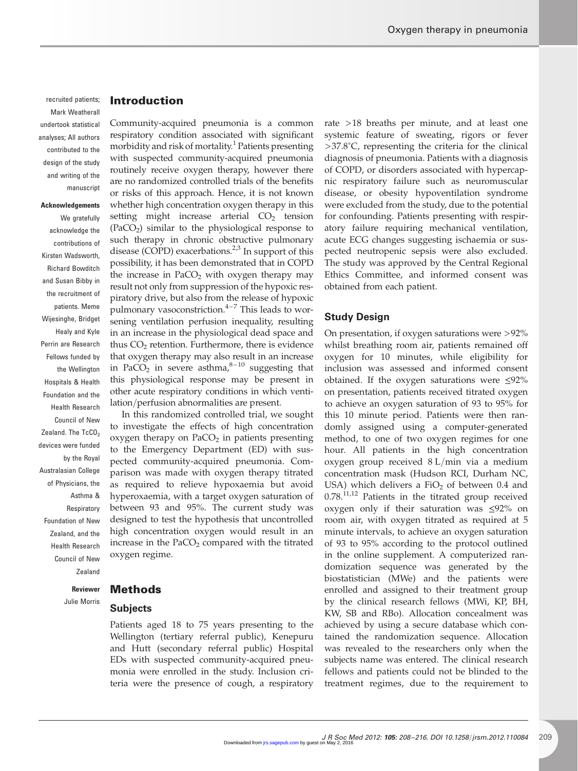recruited patients; Mark Weatherall undertook statistical analyses; All authors contributed to the design of the study and writing of the manuscript

**Acknowledgements**

We gratefully acknowledge the contributions of Kirsten Wadsworth, Richard Bowditch and Susan Bibby in the recruitment of patients. Meme Wijesinghe, Bridget Healy and Kyle Perrin are Research Fellows funded by the Wellington Hospitals & Health Foundation and the Health Research Council of New Zealand. The $TcCO_2$ devices were funded by the Royal Australasian College of Physicians, the Asthma & Respiratory Foundation of New Zealand, and the Health Research Council of New Zealand

**Reviewer**

Julie Morris

## Introduction

Community-acquired pneumonia is a common respiratory condition associated with significant morbidity and risk of mortality.[1] Patients presenting with suspected community-acquired pneumonia routinely receive oxygen therapy, however there are no randomized controlled trials of the benefits or risks of this approach. Hence, it is not known whether high concentration oxygen therapy in this setting might increase arterial $CO_2$ tension ($PaCO_2$) similar to the physiological response to such therapy in chronic obstructive pulmonary disease (COPD) exacerbations.[2,3] In support of this possibility, it has been demonstrated that in COPD the increase in $PaCO_2$ with oxygen therapy may result not only from suppression of the hypoxic respiratory drive, but also from the release of hypoxic pulmonary vasoconstriction.[4–7] This leads to worsening ventilation perfusion inequality, resulting in an increase in the physiological dead space and thus $CO_2$ retention. Furthermore, there is evidence that oxygen therapy may also result in an increase in $PaCO_2$ in severe asthma,[8–10] suggesting that this physiological response may be present in other acute respiratory conditions in which ventilation/perfusion abnormalities are present.

In this randomized controlled trial, we sought to investigate the effects of high concentration oxygen therapy on $PaCO_2$ in patients presenting to the Emergency Department (ED) with suspected community-acquired pneumonia. Comparison was made with oxygen therapy titrated as required to relieve hypoxaemia but avoid hyperoxaemia, with a target oxygen saturation of between 93 and 95%. The current study was designed to test the hypothesis that uncontrolled high concentration oxygen would result in an increase in the $PaCO_2$ compared with the titrated oxygen regime.

## Methods

### Subjects

Patients aged 18 to 75 years presenting to the Wellington (tertiary referral public), Kenepuru and Hutt (secondary referral public) Hospital EDs with suspected community-acquired pneumonia were enrolled in the study. Inclusion criteria were the presence of cough, a respiratory rate >18 breaths per minute, and at least one systemic feature of sweating, rigors or fever >37.8°C, representing the criteria for the clinical diagnosis of pneumonia. Patients with a diagnosis of COPD, or disorders associated with hypercapnic respiratory failure such as neuromuscular disease, or obesity hypoventilation syndrome were excluded from the study, due to the potential for confounding. Patients presenting with respiratory failure requiring mechanical ventilation, acute ECG changes suggesting ischaemia or suspected neutropenic sepsis were also excluded. The study was approved by the Central Regional Ethics Committee, and informed consent was obtained from each patient.

### Study Design

On presentation, if oxygen saturations were >92% whilst breathing room air, patients remained off oxygen for 10 minutes, while eligibility for inclusion was assessed and informed consent obtained. If the oxygen saturations were ≤92% on presentation, patients received titrated oxygen to achieve an oxygen saturation of 93 to 95% for this 10 minute period. Patients were then randomly assigned using a computer-generated method, to one of two oxygen regimes for one hour. All patients in the high concentration oxygen group received 8 L/min via a medium concentration mask (Hudson RCI, Durham NC, USA) which delivers a $FiO_2$ of between 0.4 and 0.78.[11,12] Patients in the titrated group received oxygen only if their saturation was ≤92% on room air, with oxygen titrated as required at 5 minute intervals, to achieve an oxygen saturation of 93 to 95% according to the protocol outlined in the online supplement. A computerized randomization sequence was generated by the biostatistician (MWe) and the patients were enrolled and assigned to their treatment group by the clinical research fellows (MWi, KP, BH, KW, SB and RBo). Allocation concealment was achieved by using a secure database which contained the randomization sequence. Allocation was revealed to the researchers only when the subjects name was entered. The clinical research fellows and patients could not be blinded to the treatment regimes, due to the requirement to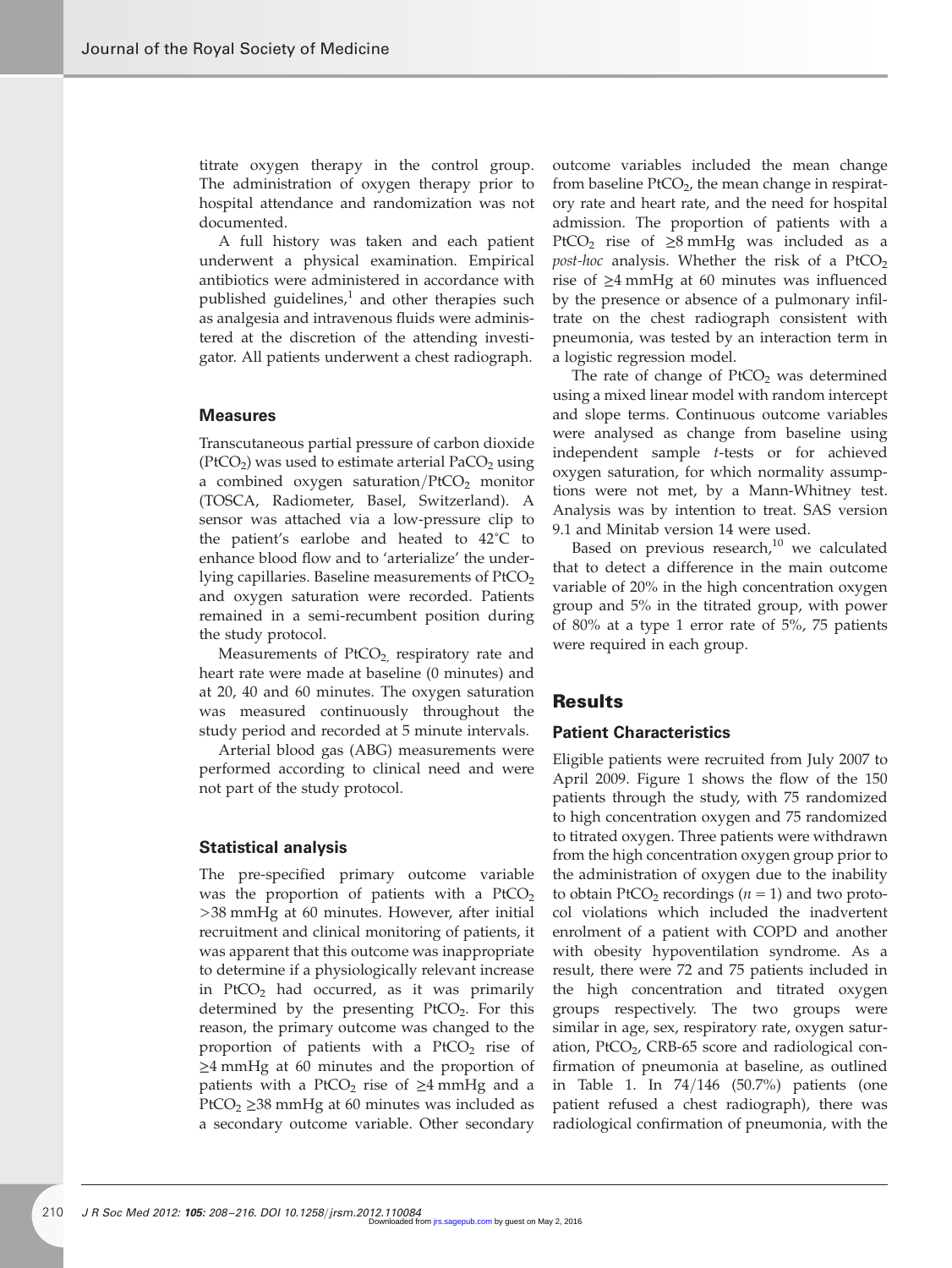titrate oxygen therapy in the control group. The administration of oxygen therapy prior to hospital attendance and randomization was not documented.

A full history was taken and each patient underwent a physical examination. Empirical antibiotics were administered in accordance with published guidelines,[1] and other therapies such as analgesia and intravenous fluids were administered at the discretion of the attending investigator. All patients underwent a chest radiograph.

### Measures

Transcutaneous partial pressure of carbon dioxide ($PtCO_2$) was used to estimate arterial $PaCO_2$ using a combined oxygen saturation/$PtCO_2$ monitor (TOSCA, Radiometer, Basel, Switzerland). A sensor was attached via a low-pressure clip to the patient's earlobe and heated to 42°C to enhance blood flow and to 'arterialize' the underlying capillaries. Baseline measurements of $PtCO_2$ and oxygen saturation were recorded. Patients remained in a semi-recumbent position during the study protocol.

Measurements of $PtCO_2$, respiratory rate and heart rate were made at baseline (0 minutes) and at 20, 40 and 60 minutes. The oxygen saturation was measured continuously throughout the study period and recorded at 5 minute intervals.

Arterial blood gas (ABG) measurements were performed according to clinical need and were not part of the study protocol.

### Statistical analysis

The pre-specified primary outcome variable was the proportion of patients with a $PtCO_2$ >38 mmHg at 60 minutes. However, after initial recruitment and clinical monitoring of patients, it was apparent that this outcome was inappropriate to determine if a physiologically relevant increase in $PtCO_2$ had occurred, as it was primarily determined by the presenting $PtCO_2$. For this reason, the primary outcome was changed to the proportion of patients with a $PtCO_2$ rise of ≥4 mmHg at 60 minutes and the proportion of patients with a $PtCO_2$ rise of ≥4 mmHg and a $PtCO_2$ ≥38 mmHg at 60 minutes was included as a secondary outcome variable. Other secondary outcome variables included the mean change from baseline $PtCO_2$, the mean change in respiratory rate and heart rate, and the need for hospital admission. The proportion of patients with a $PtCO_2$ rise of ≥8 mmHg was included as a *post-hoc* analysis. Whether the risk of a $PtCO_2$ rise of ≥4 mmHg at 60 minutes was influenced by the presence or absence of a pulmonary infiltrate on the chest radiograph consistent with pneumonia, was tested by an interaction term in a logistic regression model.

The rate of change of $PtCO_2$ was determined using a mixed linear model with random intercept and slope terms. Continuous outcome variables were analysed as change from baseline using independent sample *t*-tests or for achieved oxygen saturation, for which normality assumptions were not met, by a Mann-Whitney test. Analysis was by intention to treat. SAS version 9.1 and Minitab version 14 were used.

Based on previous research,[10] we calculated that to detect a difference in the main outcome variable of 20% in the high concentration oxygen group and 5% in the titrated group, with power of 80% at a type 1 error rate of 5%, 75 patients were required in each group.

## Results

### Patient Characteristics

Eligible patients were recruited from July 2007 to April 2009. Figure 1 shows the flow of the 150 patients through the study, with 75 randomized to high concentration oxygen and 75 randomized to titrated oxygen. Three patients were withdrawn from the high concentration oxygen group prior to the administration of oxygen due to the inability to obtain $PtCO_2$ recordings ($n = 1$) and two protocol violations which included the inadvertent enrolment of a patient with COPD and another with obesity hypoventilation syndrome. As a result, there were 72 and 75 patients included in the high concentration and titrated oxygen groups respectively. The two groups were similar in age, sex, respiratory rate, oxygen saturation, $PtCO_2$, CRB-65 score and radiological confirmation of pneumonia at baseline, as outlined in Table 1. In 74/146 (50.7%) patients (one patient refused a chest radiograph), there was radiological confirmation of pneumonia, with the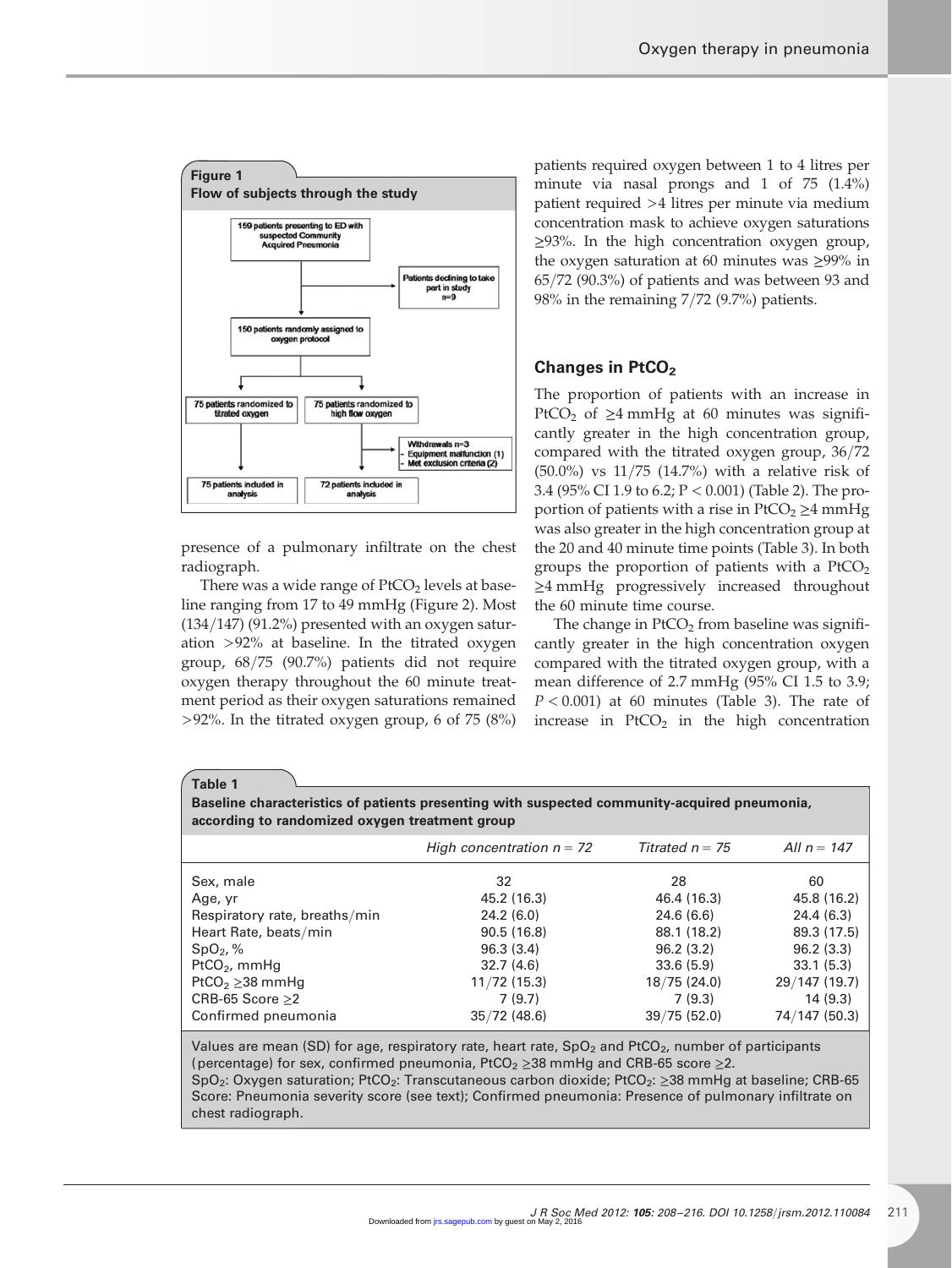**Figure 1**
**Flow of subjects through the study**

159 patients presenting to ED with suspected Community Acquired Pneumonia → Patients declining to take part in study n=9

150 patients randomly assigned to oxygen protocol

75 patients randomized to titrated oxygen → 75 patients included in analysis

75 patients randomized to high flow oxygen → Withdrawals n=3 - Equipment malfunction (1) - Met exclusion criteria (2) → 72 patients included in analysis

presence of a pulmonary infiltrate on the chest radiograph.

There was a wide range of $PtCO_2$ levels at baseline ranging from 17 to 49 mmHg (Figure 2). Most (134/147) (91.2%) presented with an oxygen saturation >92% at baseline. In the titrated oxygen group, 68/75 (90.7%) patients did not require oxygen therapy throughout the 60 minute treatment period as their oxygen saturations remained >92%. In the titrated oxygen group, 6 of 75 (8%) patients required oxygen between 1 to 4 litres per minute via nasal prongs and 1 of 75 (1.4%) patient required >4 litres per minute via medium concentration mask to achieve oxygen saturations ≥93%. In the high concentration oxygen group, the oxygen saturation at 60 minutes was ≥99% in 65/72 (90.3%) of patients and was between 93 and 98% in the remaining 7/72 (9.7%) patients.

## Changes in $PtCO_2$

The proportion of patients with an increase in $PtCO_2$ of ≥4 mmHg at 60 minutes was significantly greater in the high concentration group, compared with the titrated oxygen group, 36/72 (50.0%) vs 11/75 (14.7%) with a relative risk of 3.4 (95% CI 1.9 to 6.2; $P < 0.001$) (Table 2). The proportion of patients with a rise in $PtCO_2$ ≥4 mmHg was also greater in the high concentration group at the 20 and 40 minute time points (Table 3). In both groups the proportion of patients with a $PtCO_2$ ≥4 mmHg progressively increased throughout the 60 minute time course.

The change in $PtCO_2$ from baseline was significantly greater in the high concentration oxygen group compared with the titrated oxygen group, with a mean difference of 2.7 mmHg (95% CI 1.5 to 3.9; $P < 0.001$) at 60 minutes (Table 3). The rate of increase in $PtCO_2$ in the high concentration

**Table 1**
**Baseline characteristics of patients presenting with suspected community-acquired pneumonia, according to randomized oxygen treatment group**

| | *High concentration n = 72* | *Titrated n = 75* | *All n = 147* |
|---|---|---|---|
| Sex, male | 32 | 28 | 60 |
| Age, yr | 45.2 (16.3) | 46.4 (16.3) | 45.8 (16.2) |
| Respiratory rate, breaths/min | 24.2 (6.0) | 24.6 (6.6) | 24.4 (6.3) |
| Heart Rate, beats/min | 90.5 (16.8) | 88.1 (18.2) | 89.3 (17.5) |
| $SpO_2$, % | 96.3 (3.4) | 96.2 (3.2) | 96.2 (3.3) |
| $PtCO_2$, mmHg | 32.7 (4.6) | 33.6 (5.9) | 33.1 (5.3) |
| $PtCO_2$ ≥38 mmHg | 11/72 (15.3) | 18/75 (24.0) | 29/147 (19.7) |
| CRB-65 Score ≥2 | 7 (9.7) | 7 (9.3) | 14 (9.3) |
| Confirmed pneumonia | 35/72 (48.6) | 39/75 (52.0) | 74/147 (50.3) |

Values are mean (SD) for age, respiratory rate, heart rate, $SpO_2$ and $PtCO_2$, number of participants (percentage) for sex, confirmed pneumonia, $PtCO_2$ ≥38 mmHg and CRB-65 score ≥2.
$SpO_2$: Oxygen saturation; $PtCO_2$: Transcutaneous carbon dioxide; $PtCO_2$: ≥38 mmHg at baseline; CRB-65 Score: Pneumonia severity score (see text); Confirmed pneumonia: Presence of pulmonary infiltrate on chest radiograph.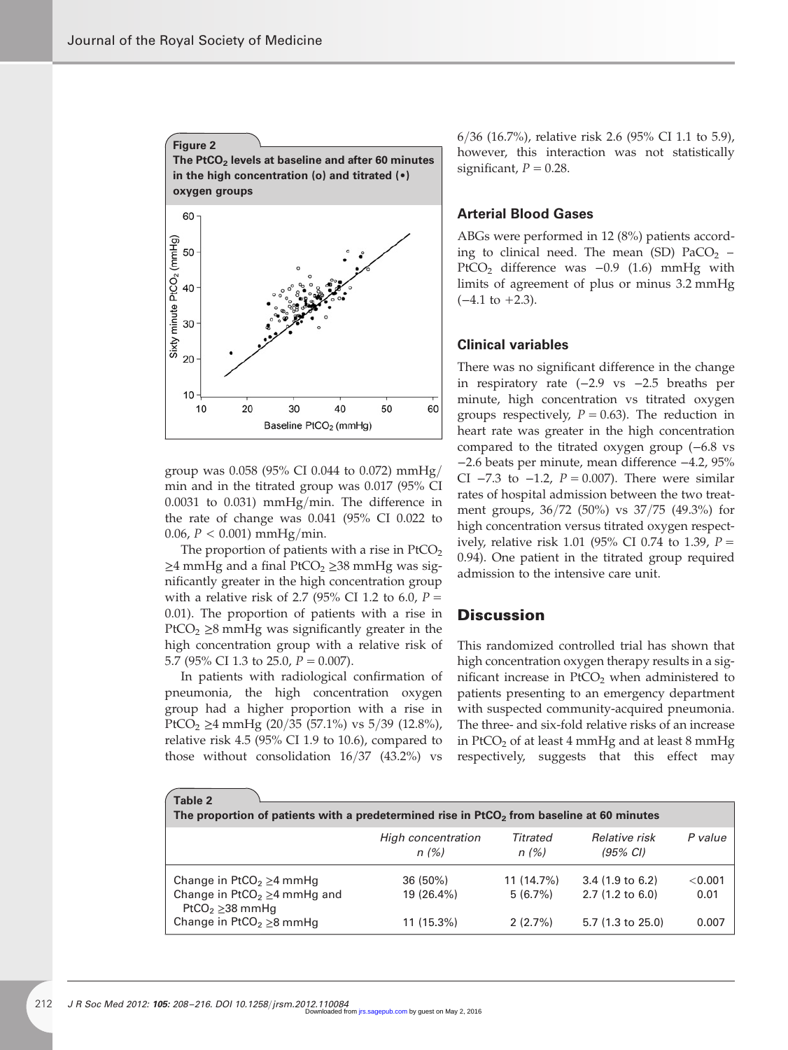**Figure 2**
**The $PtCO_2$ levels at baseline and after 60 minutes in the high concentration (o) and titrated (•) oxygen groups**

group was 0.058 (95% CI 0.044 to 0.072) mmHg/min and in the titrated group was 0.017 (95% CI 0.0031 to 0.031) mmHg/min. The difference in the rate of change was 0.041 (95% CI 0.022 to 0.06, $P < 0.001$) mmHg/min.

The proportion of patients with a rise in $PtCO_2$ $\geq$4 mmHg and a final $PtCO_2$ $\geq$38 mmHg was significantly greater in the high concentration group with a relative risk of 2.7 (95% CI 1.2 to 6.0, $P = 0.01$). The proportion of patients with a rise in $PtCO_2$ $\geq$8 mmHg was significantly greater in the high concentration group with a relative risk of 5.7 (95% CI 1.3 to 25.0, $P = 0.007$).

In patients with radiological confirmation of pneumonia, the high concentration oxygen group had a higher proportion with a rise in $PtCO_2$ $\geq$4 mmHg (20/35 (57.1%) vs 5/39 (12.8%), relative risk 4.5 (95% CI 1.9 to 10.6), compared to those without consolidation 16/37 (43.2%) vs 6/36 (16.7%), relative risk 2.6 (95% CI 1.1 to 5.9), however, this interaction was not statistically significant, $P = 0.28$.

### Arterial Blood Gases

ABGs were performed in 12 (8%) patients according to clinical need. The mean (SD) $PaCO_2$ − $PtCO_2$ difference was −0.9 (1.6) mmHg with limits of agreement of plus or minus 3.2 mmHg (−4.1 to +2.3).

### Clinical variables

There was no significant difference in the change in respiratory rate (−2.9 vs −2.5 breaths per minute, high concentration vs titrated oxygen groups respectively, $P = 0.63$). The reduction in heart rate was greater in the high concentration compared to the titrated oxygen group (−6.8 vs −2.6 beats per minute, mean difference −4.2, 95% CI −7.3 to −1.2, $P = 0.007$). There were similar rates of hospital admission between the two treatment groups, 36/72 (50%) vs 37/75 (49.3%) for high concentration versus titrated oxygen respectively, relative risk 1.01 (95% CI 0.74 to 1.39, $P = 0.94$). One patient in the titrated group required admission to the intensive care unit.

## Discussion

This randomized controlled trial has shown that high concentration oxygen therapy results in a significant increase in $PtCO_2$ when administered to patients presenting to an emergency department with suspected community-acquired pneumonia. The three- and six-fold relative risks of an increase in $PtCO_2$ of at least 4 mmHg and at least 8 mmHg respectively, suggests that this effect may

**Table 2**
**The proportion of patients with a predetermined rise in $PtCO_2$ from baseline at 60 minutes**

| | *High concentration n (%)* | *Titrated n (%)* | *Relative risk (95% CI)* | *P value* |
|---|---|---|---|---|
| Change in $PtCO_2$ $\geq$4 mmHg | 36 (50%) | 11 (14.7%) | 3.4 (1.9 to 6.2) | <0.001 |
| Change in $PtCO_2$ $\geq$4 mmHg and $PtCO_2$ $\geq$38 mmHg | 19 (26.4%) | 5 (6.7%) | 2.7 (1.2 to 6.0) | 0.01 |
| Change in $PtCO_2$ $\geq$8 mmHg | 11 (15.3%) | 2 (2.7%) | 5.7 (1.3 to 25.0) | 0.007 |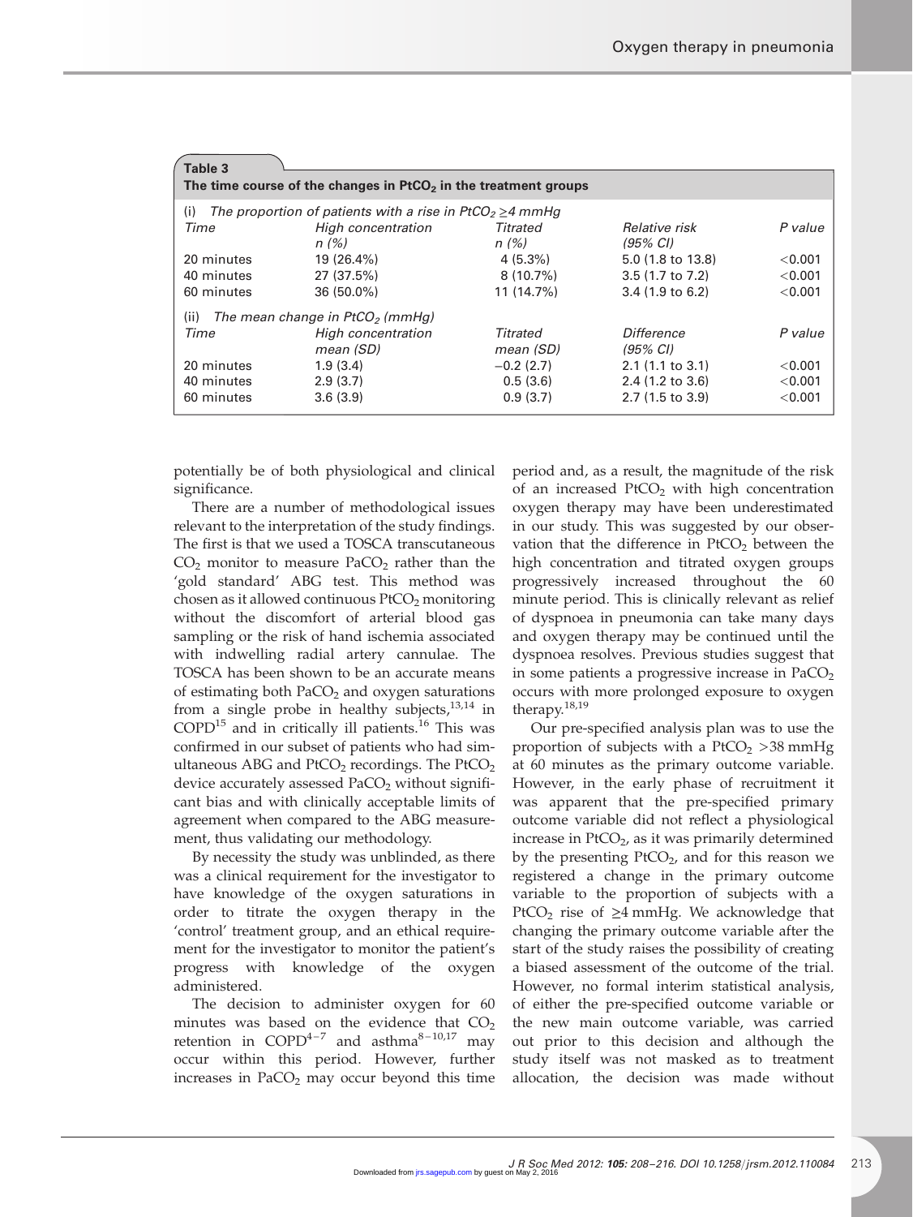**Table 3**
**The time course of the changes in $PtCO_2$ in the treatment groups**

| (i) *The proportion of patients with a rise in $PtCO_2 \geq 4$ mmHg* | | | | |
|---|---|---|---|---|
| *Time* | *High concentration n (%)* | *Titrated n (%)* | *Relative risk (95% CI)* | *P value* |
| 20 minutes | 19 (26.4%) | 4 (5.3%) | 5.0 (1.8 to 13.8) | <0.001 |
| 40 minutes | 27 (37.5%) | 8 (10.7%) | 3.5 (1.7 to 7.2) | <0.001 |
| 60 minutes | 36 (50.0%) | 11 (14.7%) | 3.4 (1.9 to 6.2) | <0.001 |
| (ii) *The mean change in $PtCO_2$ (mmHg)* | | | | |
| *Time* | *High concentration mean (SD)* | *Titrated mean (SD)* | *Difference (95% CI)* | *P value* |
| 20 minutes | 1.9 (3.4) | −0.2 (2.7) | 2.1 (1.1 to 3.1) | <0.001 |
| 40 minutes | 2.9 (3.7) | 0.5 (3.6) | 2.4 (1.2 to 3.6) | <0.001 |
| 60 minutes | 3.6 (3.9) | 0.9 (3.7) | 2.7 (1.5 to 3.9) | <0.001 |

potentially be of both physiological and clinical significance.

There are a number of methodological issues relevant to the interpretation of the study findings. The first is that we used a TOSCA transcutaneous $CO_2$ monitor to measure $PaCO_2$ rather than the 'gold standard' ABG test. This method was chosen as it allowed continuous $PtCO_2$ monitoring without the discomfort of arterial blood gas sampling or the risk of hand ischemia associated with indwelling radial artery cannulae. The TOSCA has been shown to be an accurate means of estimating both $PaCO_2$ and oxygen saturations from a single probe in healthy subjects,[13,14] in COPD[15] and in critically ill patients.[16] This was confirmed in our subset of patients who had simultaneous ABG and $PtCO_2$ recordings. The $PtCO_2$ device accurately assessed $PaCO_2$ without significant bias and with clinically acceptable limits of agreement when compared to the ABG measurement, thus validating our methodology.

By necessity the study was unblinded, as there was a clinical requirement for the investigator to have knowledge of the oxygen saturations in order to titrate the oxygen therapy in the 'control' treatment group, and an ethical requirement for the investigator to monitor the patient's progress with knowledge of the oxygen administered.

The decision to administer oxygen for 60 minutes was based on the evidence that $CO_2$ retention in COPD[4–7] and asthma[8–10,17] may occur within this period. However, further increases in $PaCO_2$ may occur beyond this time period and, as a result, the magnitude of the risk of an increased $PtCO_2$ with high concentration oxygen therapy may have been underestimated in our study. This was suggested by our observation that the difference in $PtCO_2$ between the high concentration and titrated oxygen groups progressively increased throughout the 60 minute period. This is clinically relevant as relief of dyspnoea in pneumonia can take many days and oxygen therapy may be continued until the dyspnoea resolves. Previous studies suggest that in some patients a progressive increase in $PaCO_2$ occurs with more prolonged exposure to oxygen therapy.[18,19]

Our pre-specified analysis plan was to use the proportion of subjects with a $PtCO_2$ >38 mmHg at 60 minutes as the primary outcome variable. However, in the early phase of recruitment it was apparent that the pre-specified primary outcome variable did not reflect a physiological increase in $PtCO_2$, as it was primarily determined by the presenting $PtCO_2$, and for this reason we registered a change in the primary outcome variable to the proportion of subjects with a $PtCO_2$ rise of ≥4 mmHg. We acknowledge that changing the primary outcome variable after the start of the study raises the possibility of creating a biased assessment of the outcome of the trial. However, no formal interim statistical analysis, of either the pre-specified outcome variable or the new main outcome variable, was carried out prior to this decision and although the study itself was not masked as to treatment allocation, the decision was made without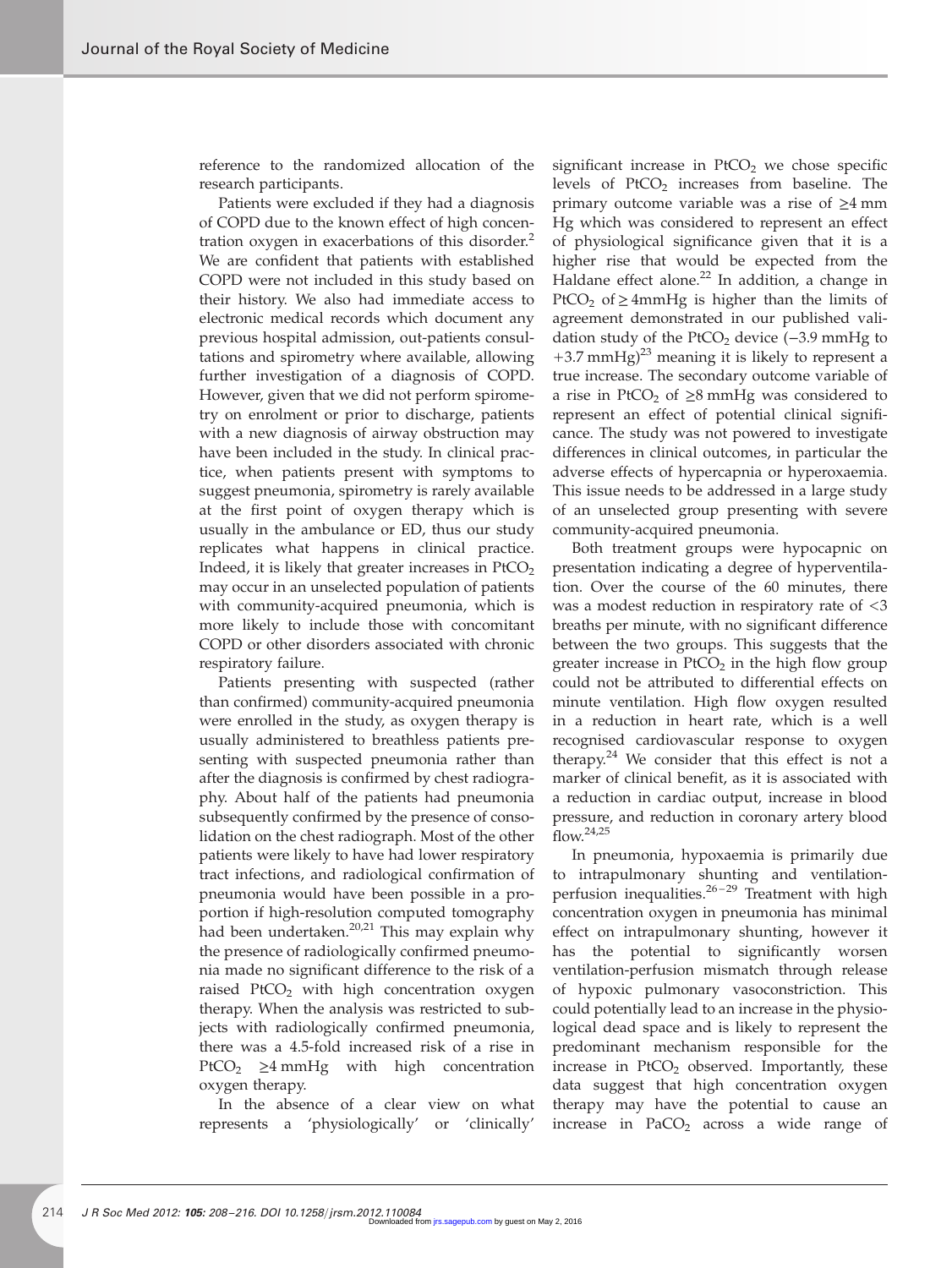reference to the randomized allocation of the research participants.

Patients were excluded if they had a diagnosis of COPD due to the known effect of high concentration oxygen in exacerbations of this disorder.[2] We are confident that patients with established COPD were not included in this study based on their history. We also had immediate access to electronic medical records which document any previous hospital admission, out-patients consultations and spirometry where available, allowing further investigation of a diagnosis of COPD. However, given that we did not perform spirometry on enrolment or prior to discharge, patients with a new diagnosis of airway obstruction may have been included in the study. In clinical practice, when patients present with symptoms to suggest pneumonia, spirometry is rarely available at the first point of oxygen therapy which is usually in the ambulance or ED, thus our study replicates what happens in clinical practice. Indeed, it is likely that greater increases in $PtCO_2$ may occur in an unselected population of patients with community-acquired pneumonia, which is more likely to include those with concomitant COPD or other disorders associated with chronic respiratory failure.

Patients presenting with suspected (rather than confirmed) community-acquired pneumonia were enrolled in the study, as oxygen therapy is usually administered to breathless patients presenting with suspected pneumonia rather than after the diagnosis is confirmed by chest radiography. About half of the patients had pneumonia subsequently confirmed by the presence of consolidation on the chest radiograph. Most of the other patients were likely to have had lower respiratory tract infections, and radiological confirmation of pneumonia would have been possible in a proportion if high-resolution computed tomography had been undertaken.[20,21] This may explain why the presence of radiologically confirmed pneumonia made no significant difference to the risk of a raised $PtCO_2$ with high concentration oxygen therapy. When the analysis was restricted to subjects with radiologically confirmed pneumonia, there was a 4.5-fold increased risk of a rise in $PtCO_2$ $\geq$4 mmHg with high concentration oxygen therapy.

In the absence of a clear view on what represents a 'physiologically' or 'clinically' significant increase in $PtCO_2$ we chose specific levels of $PtCO_2$ increases from baseline. The primary outcome variable was a rise of $\geq$4 mm Hg which was considered to represent an effect of physiological significance given that it is a higher rise that would be expected from the Haldane effect alone.[22] In addition, a change in $PtCO_2$ of $\geq$ 4mmHg is higher than the limits of agreement demonstrated in our published validation study of the $PtCO_2$ device (−3.9 mmHg to +3.7 mmHg)[23] meaning it is likely to represent a true increase. The secondary outcome variable of a rise in $PtCO_2$ of $\geq$8 mmHg was considered to represent an effect of potential clinical significance. The study was not powered to investigate differences in clinical outcomes, in particular the adverse effects of hypercapnia or hyperoxaemia. This issue needs to be addressed in a large study of an unselected group presenting with severe community-acquired pneumonia.

Both treatment groups were hypocapnic on presentation indicating a degree of hyperventilation. Over the course of the 60 minutes, there was a modest reduction in respiratory rate of <3 breaths per minute, with no significant difference between the two groups. This suggests that the greater increase in $PtCO_2$ in the high flow group could not be attributed to differential effects on minute ventilation. High flow oxygen resulted in a reduction in heart rate, which is a well recognised cardiovascular response to oxygen therapy.[24] We consider that this effect is not a marker of clinical benefit, as it is associated with a reduction in cardiac output, increase in blood pressure, and reduction in coronary artery blood flow.[24,25]

In pneumonia, hypoxaemia is primarily due to intrapulmonary shunting and ventilation-perfusion inequalities.[26–29] Treatment with high concentration oxygen in pneumonia has minimal effect on intrapulmonary shunting, however it has the potential to significantly worsen ventilation-perfusion mismatch through release of hypoxic pulmonary vasoconstriction. This could potentially lead to an increase in the physiological dead space and is likely to represent the predominant mechanism responsible for the increase in $PtCO_2$ observed. Importantly, these data suggest that high concentration oxygen therapy may have the potential to cause an increase in $PaCO_2$ across a wide range of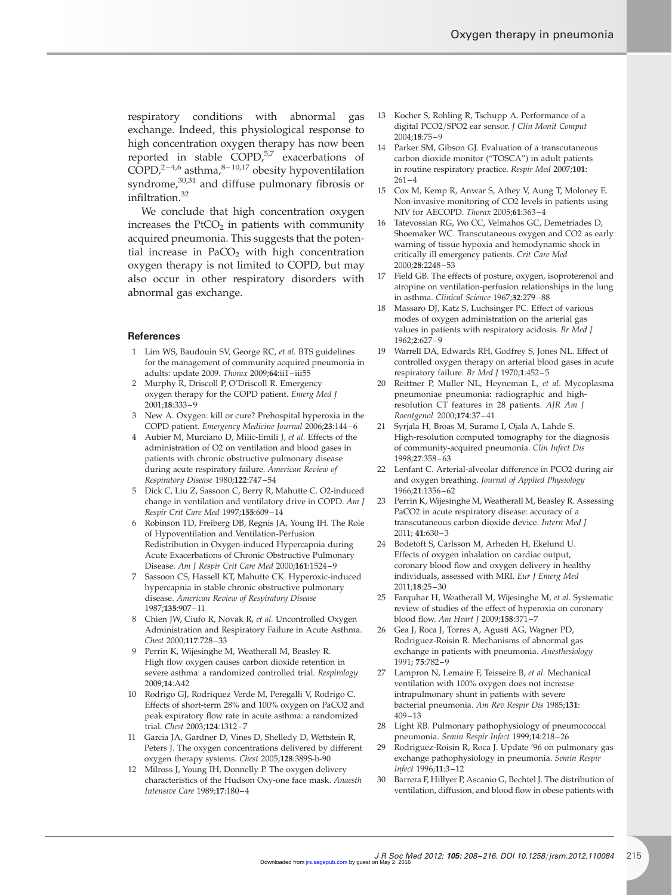respiratory conditions with abnormal gas exchange. Indeed, this physiological response to high concentration oxygen therapy has now been reported in stable COPD,[5,7] exacerbations of COPD,[2–4,6] asthma,[8–10,17] obesity hypoventilation syndrome,[30,31] and diffuse pulmonary fibrosis or infiltration.[32]

We conclude that high concentration oxygen increases the $PtCO_2$ in patients with community acquired pneumonia. This suggests that the potential increase in $PaCO_2$ with high concentration oxygen therapy is not limited to COPD, but may also occur in other respiratory disorders with abnormal gas exchange.

#### References

1. Lim WS, Baudouin SV, George RC, *et al.* BTS guidelines for the management of community acquired pneumonia in adults: update 2009. *Thorax* 2009;**64**:ii1–iii55
2. Murphy R, Driscoll P, O'Driscoll R. Emergency oxygen therapy for the COPD patient. *Emerg Med J* 2001;**18**:333–9
3. New A. Oxygen: kill or cure? Prehospital hyperoxia in the COPD patient. *Emergency Medicine Journal* 2006;**23**:144–6
4. Aubier M, Murciano D, Milic-Emili J, *et al.* Effects of the administration of O2 on ventilation and blood gases in patients with chronic obstructive pulmonary disease during acute respiratory failure. *American Review of Respiratory Disease* 1980;**122**:747–54
5. Dick C, Liu Z, Sassoon C, Berry R, Mahutte C. O2-induced change in ventilation and ventilatory drive in COPD. *Am J Respir Crit Care Med* 1997;**155**:609–14
6. Robinson TD, Freiberg DB, Regnis JA, Young IH. The Role of Hypoventilation and Ventilation-Perfusion Redistribution in Oxygen-induced Hypercapnia during Acute Exacerbations of Chronic Obstructive Pulmonary Disease. *Am J Respir Crit Care Med* 2000;**161**:1524–9
7. Sassoon CS, Hassell KT, Mahutte CK. Hyperoxic-induced hypercapnia in stable chronic obstructive pulmonary disease. *American Review of Respiratory Disease* 1987;**135**:907–11
8. Chien JW, Ciufo R, Novak R, *et al.* Uncontrolled Oxygen Administration and Respiratory Failure in Acute Asthma. *Chest* 2000;**117**:728–33
9. Perrin K, Wijesinghe M, Weatherall M, Beasley R. High flow oxygen causes carbon dioxide retention in severe asthma: a randomized controlled trial. *Respirology* 2009;**14**:A42
10. Rodrigo GJ, Rodriquez Verde M, Peregalli V, Rodrigo C. Effects of short-term 28% and 100% oxygen on PaCO2 and peak expiratory flow rate in acute asthma: a randomized trial. *Chest* 2003;**124**:1312–7
11. Garcia JA, Gardner D, Vines D, Shelledy D, Wettstein R, Peters J. The oxygen concentrations delivered by different oxygen therapy systems. *Chest* 2005;**128**:389S-b-90
12. Milross J, Young IH, Donnelly P. The oxygen delivery characteristics of the Hudson Oxy-one face mask. *Anaesth Intensive Care* 1989;**17**:180–4
13. Kocher S, Rohling R, Tschupp A. Performance of a digital PCO2/SPO2 ear sensor. *J Clin Monit Comput* 2004;**18**:75–9
14. Parker SM, Gibson GJ. Evaluation of a transcutaneous carbon dioxide monitor ("TOSCA") in adult patients in routine respiratory practice. *Respir Med* 2007;**101**: 261–4
15. Cox M, Kemp R, Anwar S, Athey V, Aung T, Moloney E. Non-invasive monitoring of CO2 levels in patients using NIV for AECOPD. *Thorax* 2005;**61**:363–4
16. Tatevossian RG, Wo CC, Velmahos GC, Demetriades D, Shoemaker WC. Transcutaneous oxygen and CO2 as early warning of tissue hypoxia and hemodynamic shock in critically ill emergency patients. *Crit Care Med* 2000;**28**:2248–53
17. Field GB. The effects of posture, oxygen, isoproterenol and atropine on ventilation-perfusion relationships in the lung in asthma. *Clinical Science* 1967;**32**:279–88
18. Massaro DJ, Katz S, Luchsinger PC. Effect of various modes of oxygen administration on the arterial gas values in patients with respiratory acidosis. *Br Med J* 1962;**2**:627–9
19. Warrell DA, Edwards RH, Godfrey S, Jones NL. Effect of controlled oxygen therapy on arterial blood gases in acute respiratory failure. *Br Med J* 1970;**1**:452–5
20. Reittner P, Muller NL, Heyneman L, *et al.* Mycoplasma pneumoniae pneumonia: radiographic and high-resolution CT features in 28 patients. *AJR Am J Roentgenol* 2000;**174**:37–41
21. Syrjala H, Broas M, Suramo I, Ojala A, Lahde S. High-resolution computed tomography for the diagnosis of community-acquired pneumonia. *Clin Infect Dis* 1998;**27**:358–63
22. Lenfant C. Arterial-alveolar difference in PCO2 during air and oxygen breathing. *Journal of Applied Physiology* 1966;**21**:1356–62
23. Perrin K, Wijesinghe M, Weatherall M, Beasley R. Assessing PaCO2 in acute respiratory disease: accuracy of a transcutaneous carbon dioxide device. *Intern Med J* 2011; **41**:630–3
24. Bodetoft S, Carlsson M, Arheden H, Ekelund U. Effects of oxygen inhalation on cardiac output, coronary blood flow and oxygen delivery in healthy individuals, assessed with MRI. *Eur J Emerg Med* 2011;**18**:25–30
25. Farquhar H, Weatherall M, Wijesinghe M, *et al.* Systematic review of studies of the effect of hyperoxia on coronary blood flow. *Am Heart J* 2009;**158**:371–7
26. Gea J, Roca J, Torres A, Agusti AG, Wagner PD, Rodriguez-Roisin R. Mechanisms of abnormal gas exchange in patients with pneumonia. *Anesthesiology* 1991; **75**:782–9
27. Lampron N, Lemaire F, Teisseire B, *et al.* Mechanical ventilation with 100% oxygen does not increase intrapulmonary shunt in patients with severe bacterial pneumonia. *Am Rev Respir Dis* 1985;**131**: 409–13
28. Light RB. Pulmonary pathophysiology of pneumococcal pneumonia. *Semin Respir Infect* 1999;**14**:218–26
29. Rodriguez-Roisin R, Roca J. Update '96 on pulmonary gas exchange pathophysiology in pneumonia. *Semin Respir Infect* 1996;**11**:3–12
30. Barrera F, Hillyer P, Ascanio G, Bechtel J. The distribution of ventilation, diffusion, and blood flow in obese patients with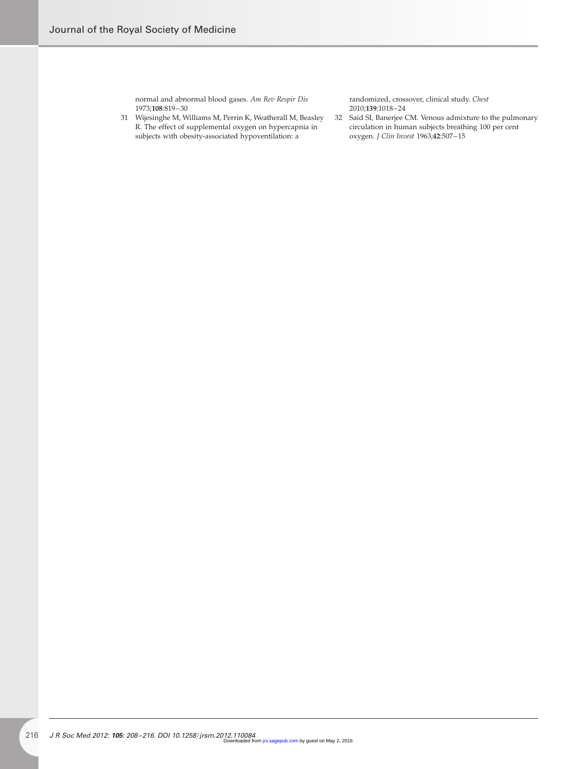normal and abnormal blood gases. *Am Rev Respir Dis* 1973;**108**:819–30

31 Wijesinghe M, Williams M, Perrin K, Weatherall M, Beasley R. The effect of supplemental oxygen on hypercapnia in subjects with obesity-associated hypoventilation: a randomized, crossover, clinical study. *Chest* 2010;**139**:1018–24

32 Said SI, Banerjee CM. Venous admixture to the pulmonary circulation in human subjects breathing 100 per cent oxygen. *J Clin Invest* 1963;**42**:507–15